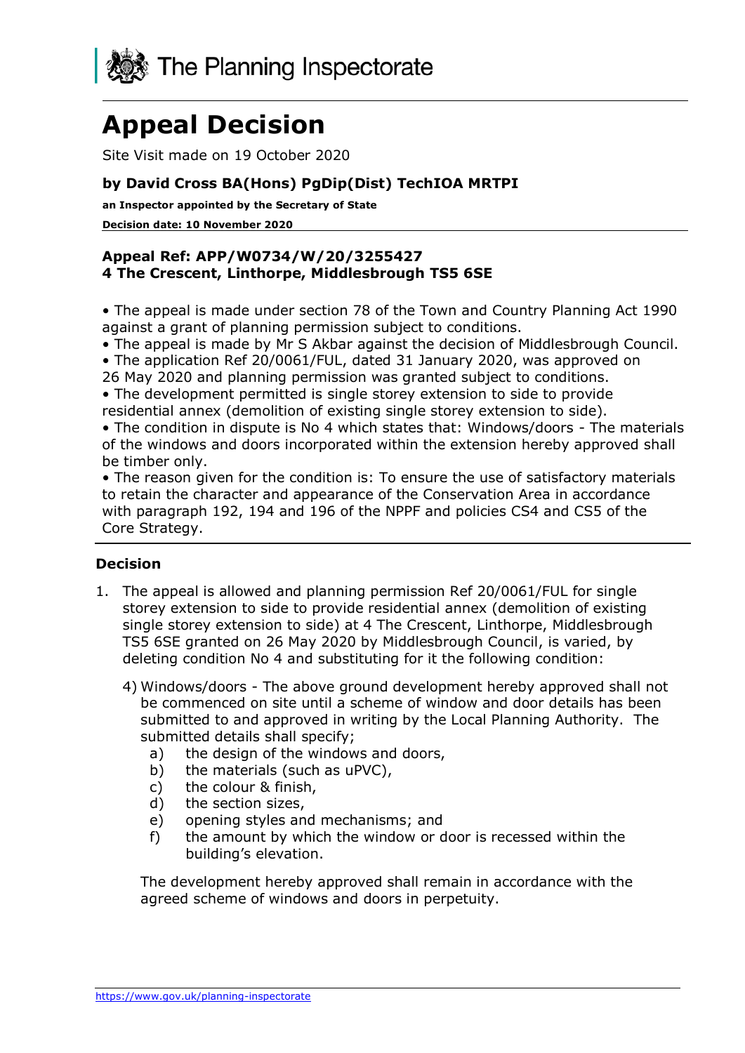The Planning Inspectorate

# Appeal Decision

Site Visit made on 19 October 2020

**by David Cross BA(Hons) PgDip(Dist) TechIOA MRTPI**

**an Inspector appointed by the Secretary of State**

**Decision date: 10 November 2020**

**Appeal Ref: APP/W0734/W/20/3255427**
**4 The Crescent, Linthorpe, Middlesbrough TS5 6SE**

- The appeal is made under section 78 of the Town and Country Planning Act 1990 against a grant of planning permission subject to conditions.
- The appeal is made by Mr S Akbar against the decision of Middlesbrough Council.
- The application Ref 20/0061/FUL, dated 31 January 2020, was approved on 26 May 2020 and planning permission was granted subject to conditions.
- The development permitted is single storey extension to side to provide residential annex (demolition of existing single storey extension to side).
- The condition in dispute is No 4 which states that: Windows/doors - The materials of the windows and doors incorporated within the extension hereby approved shall be timber only.
- The reason given for the condition is: To ensure the use of satisfactory materials to retain the character and appearance of the Conservation Area in accordance with paragraph 192, 194 and 196 of the NPPF and policies CS4 and CS5 of the Core Strategy.

## Decision

1. The appeal is allowed and planning permission Ref 20/0061/FUL for single storey extension to side to provide residential annex (demolition of existing single storey extension to side) at 4 The Crescent, Linthorpe, Middlesbrough TS5 6SE granted on 26 May 2020 by Middlesbrough Council, is varied, by deleting condition No 4 and substituting for it the following condition:

   4) Windows/doors - The above ground development hereby approved shall not be commenced on site until a scheme of window and door details has been submitted to and approved in writing by the Local Planning Authority. The submitted details shall specify;
      a) the design of the windows and doors,
      b) the materials (such as uPVC),
      c) the colour & finish,
      d) the section sizes,
      e) opening styles and mechanisms; and
      f) the amount by which the window or door is recessed within the building's elevation.

   The development hereby approved shall remain in accordance with the agreed scheme of windows and doors in perpetuity.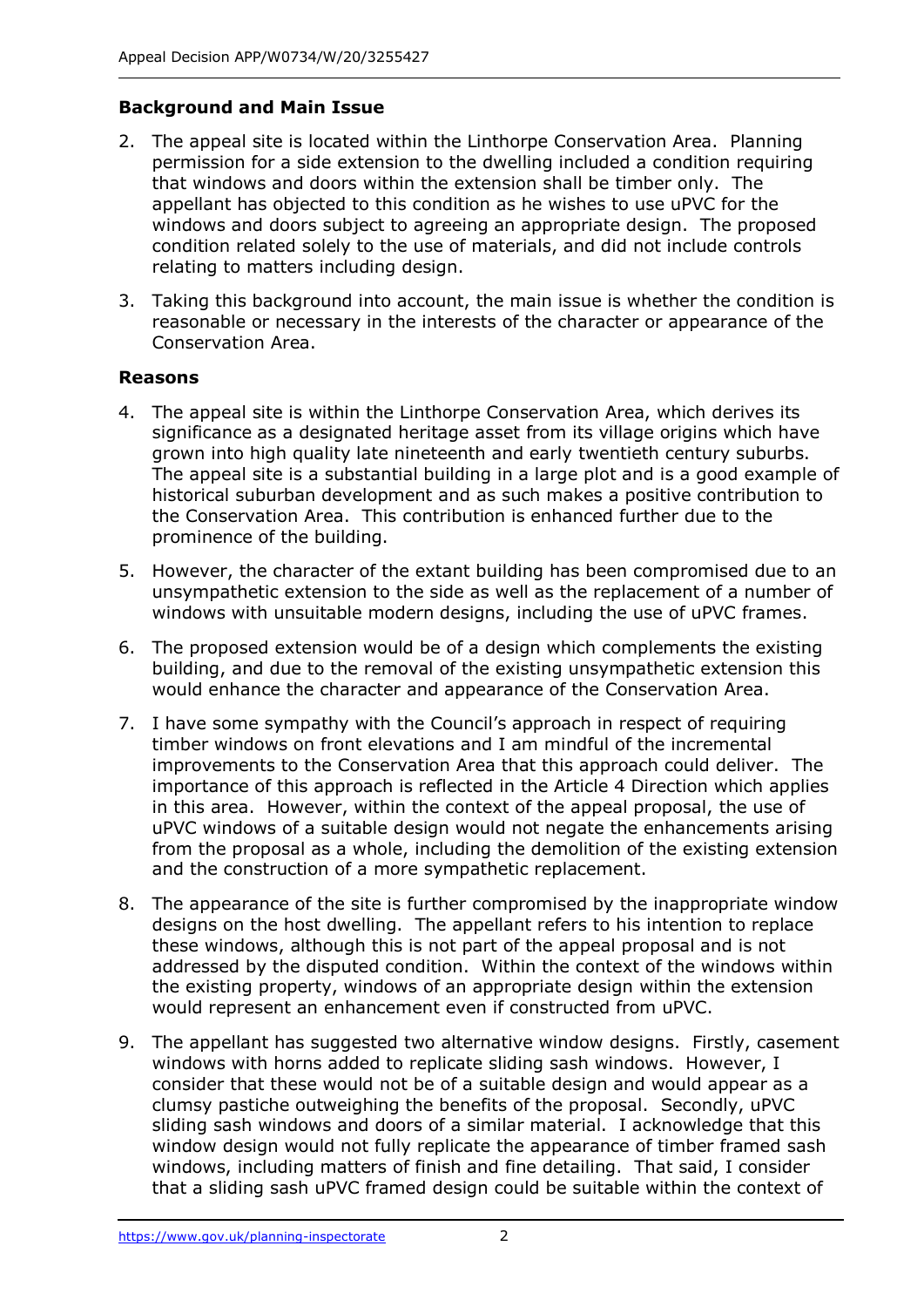## Background and Main Issue

2. The appeal site is located within the Linthorpe Conservation Area. Planning permission for a side extension to the dwelling included a condition requiring that windows and doors within the extension shall be timber only. The appellant has objected to this condition as he wishes to use uPVC for the windows and doors subject to agreeing an appropriate design. The proposed condition related solely to the use of materials, and did not include controls relating to matters including design.

3. Taking this background into account, the main issue is whether the condition is reasonable or necessary in the interests of the character or appearance of the Conservation Area.

## Reasons

4. The appeal site is within the Linthorpe Conservation Area, which derives its significance as a designated heritage asset from its village origins which have grown into high quality late nineteenth and early twentieth century suburbs. The appeal site is a substantial building in a large plot and is a good example of historical suburban development and as such makes a positive contribution to the Conservation Area. This contribution is enhanced further due to the prominence of the building.

5. However, the character of the extant building has been compromised due to an unsympathetic extension to the side as well as the replacement of a number of windows with unsuitable modern designs, including the use of uPVC frames.

6. The proposed extension would be of a design which complements the existing building, and due to the removal of the existing unsympathetic extension this would enhance the character and appearance of the Conservation Area.

7. I have some sympathy with the Council's approach in respect of requiring timber windows on front elevations and I am mindful of the incremental improvements to the Conservation Area that this approach could deliver. The importance of this approach is reflected in the Article 4 Direction which applies in this area. However, within the context of the appeal proposal, the use of uPVC windows of a suitable design would not negate the enhancements arising from the proposal as a whole, including the demolition of the existing extension and the construction of a more sympathetic replacement.

8. The appearance of the site is further compromised by the inappropriate window designs on the host dwelling. The appellant refers to his intention to replace these windows, although this is not part of the appeal proposal and is not addressed by the disputed condition. Within the context of the windows within the existing property, windows of an appropriate design within the extension would represent an enhancement even if constructed from uPVC.

9. The appellant has suggested two alternative window designs. Firstly, casement windows with horns added to replicate sliding sash windows. However, I consider that these would not be of a suitable design and would appear as a clumsy pastiche outweighing the benefits of the proposal. Secondly, uPVC sliding sash windows and doors of a similar material. I acknowledge that this window design would not fully replicate the appearance of timber framed sash windows, including matters of finish and fine detailing. That said, I consider that a sliding sash uPVC framed design could be suitable within the context of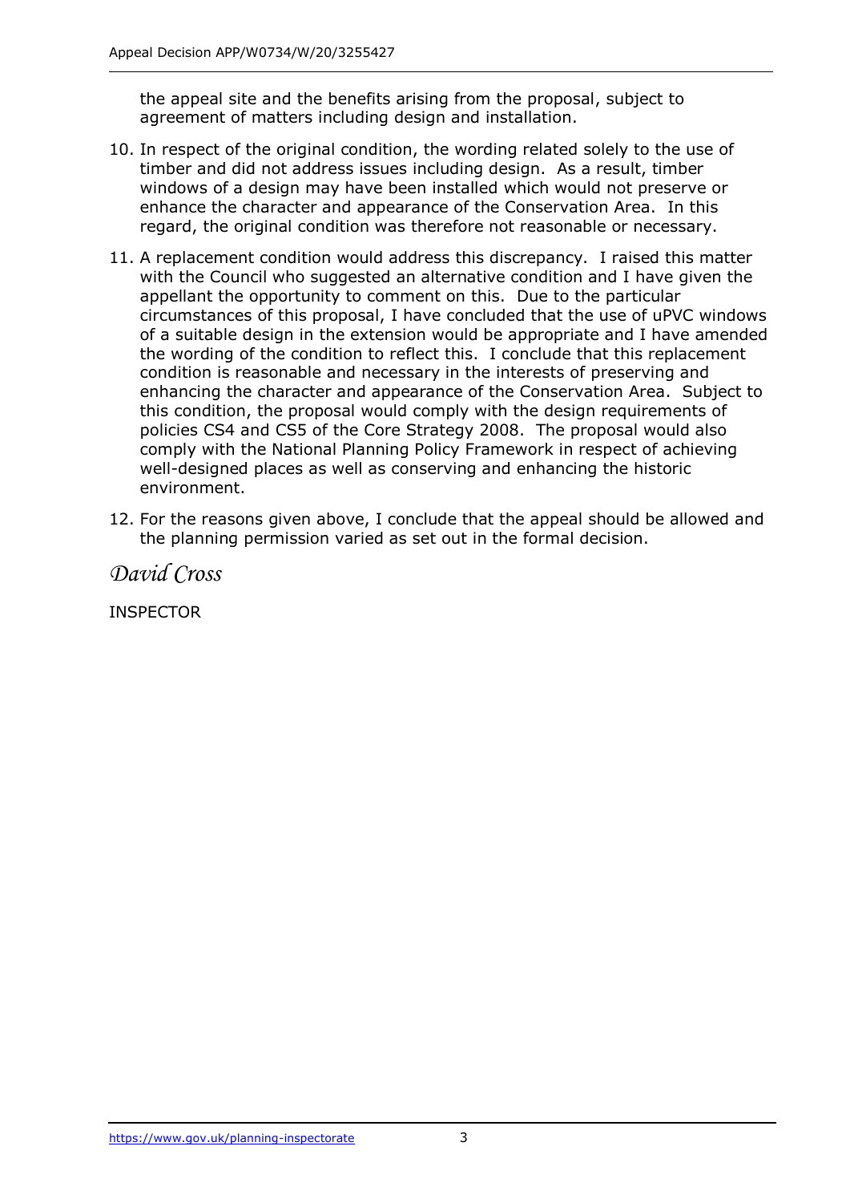the appeal site and the benefits arising from the proposal, subject to agreement of matters including design and installation.

10. In respect of the original condition, the wording related solely to the use of timber and did not address issues including design. As a result, timber windows of a design may have been installed which would not preserve or enhance the character and appearance of the Conservation Area. In this regard, the original condition was therefore not reasonable or necessary.

11. A replacement condition would address this discrepancy. I raised this matter with the Council who suggested an alternative condition and I have given the appellant the opportunity to comment on this. Due to the particular circumstances of this proposal, I have concluded that the use of uPVC windows of a suitable design in the extension would be appropriate and I have amended the wording of the condition to reflect this. I conclude that this replacement condition is reasonable and necessary in the interests of preserving and enhancing the character and appearance of the Conservation Area. Subject to this condition, the proposal would comply with the design requirements of policies CS4 and CS5 of the Core Strategy 2008. The proposal would also comply with the National Planning Policy Framework in respect of achieving well-designed places as well as conserving and enhancing the historic environment.

12. For the reasons given above, I conclude that the appeal should be allowed and the planning permission varied as set out in the formal decision.

*David Cross*

INSPECTOR